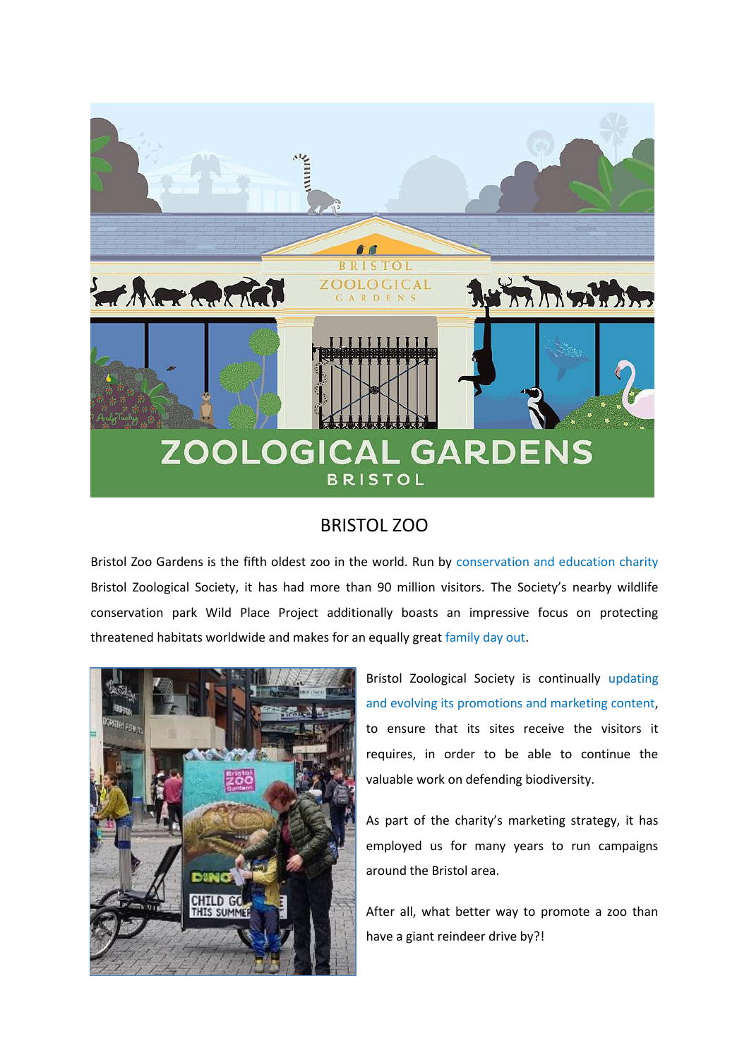# BRISTOL ZOO

Bristol Zoo Gardens is the fifth oldest zoo in the world. Run by conservation and education charity Bristol Zoological Society, it has had more than 90 million visitors. The Society's nearby wildlife conservation park Wild Place Project additionally boasts an impressive focus on protecting threatened habitats worldwide and makes for an equally great family day out.

Bristol Zoological Society is continually updating and evolving its promotions and marketing content, to ensure that its sites receive the visitors it requires, in order to be able to continue the valuable work on defending biodiversity.

As part of the charity's marketing strategy, it has employed us for many years to run campaigns around the Bristol area.

After all, what better way to promote a zoo than have a giant reindeer drive by?!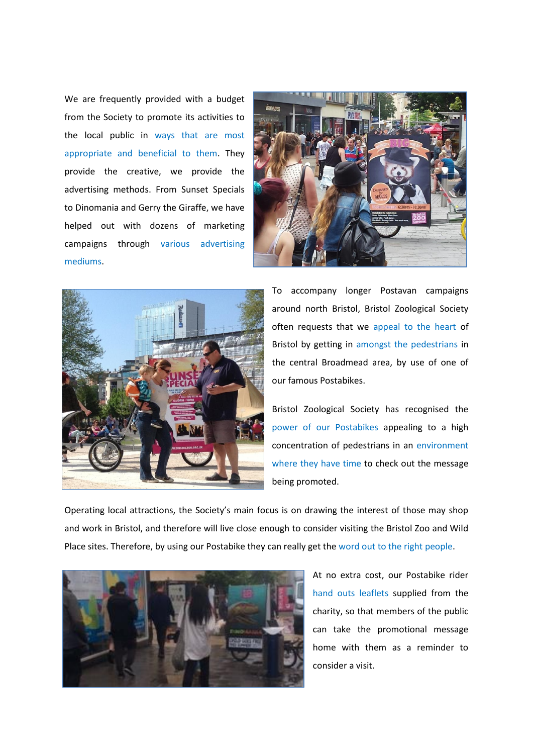We are frequently provided with a budget from the Society to promote its activities to the local public in ways that are most appropriate and beneficial to them. They provide the creative, we provide the advertising methods. From Sunset Specials to Dinomania and Gerry the Giraffe, we have helped out with dozens of marketing campaigns through various advertising mediums.

To accompany longer Postavan campaigns around north Bristol, Bristol Zoological Society often requests that we appeal to the heart of Bristol by getting in amongst the pedestrians in the central Broadmead area, by use of one of our famous Postabikes.

Bristol Zoological Society has recognised the power of our Postabikes appealing to a high concentration of pedestrians in an environment where they have time to check out the message being promoted.

Operating local attractions, the Society's main focus is on drawing the interest of those may shop and work in Bristol, and therefore will live close enough to consider visiting the Bristol Zoo and Wild Place sites. Therefore, by using our Postabike they can really get the word out to the right people.

At no extra cost, our Postabike rider hand outs leaflets supplied from the charity, so that members of the public can take the promotional message home with them as a reminder to consider a visit.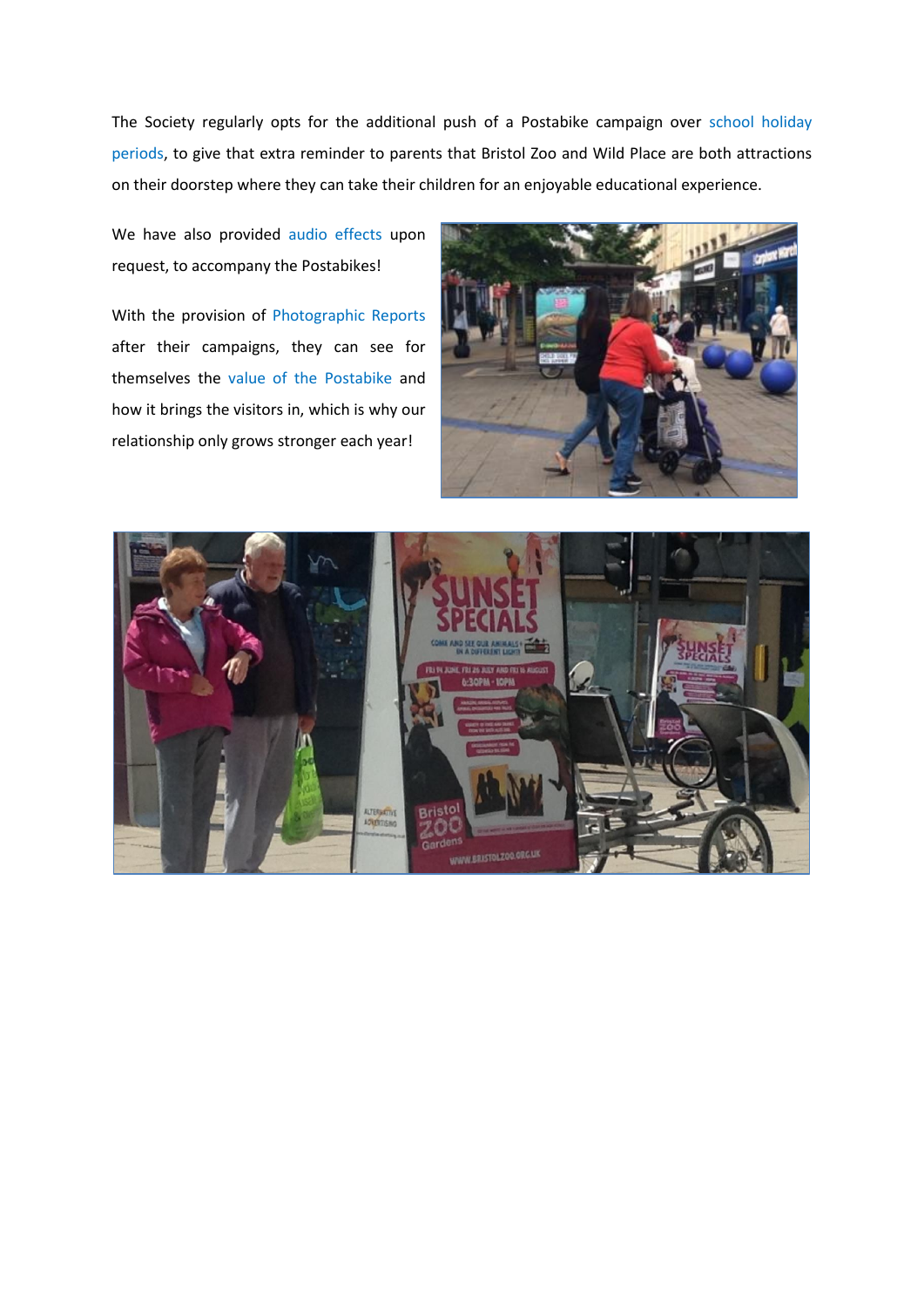The Society regularly opts for the additional push of a Postabike campaign over school holiday periods, to give that extra reminder to parents that Bristol Zoo and Wild Place are both attractions on their doorstep where they can take their children for an enjoyable educational experience.

We have also provided audio effects upon request, to accompany the Postabikes!

With the provision of Photographic Reports after their campaigns, they can see for themselves the value of the Postabike and how it brings the visitors in, which is why our relationship only grows stronger each year!